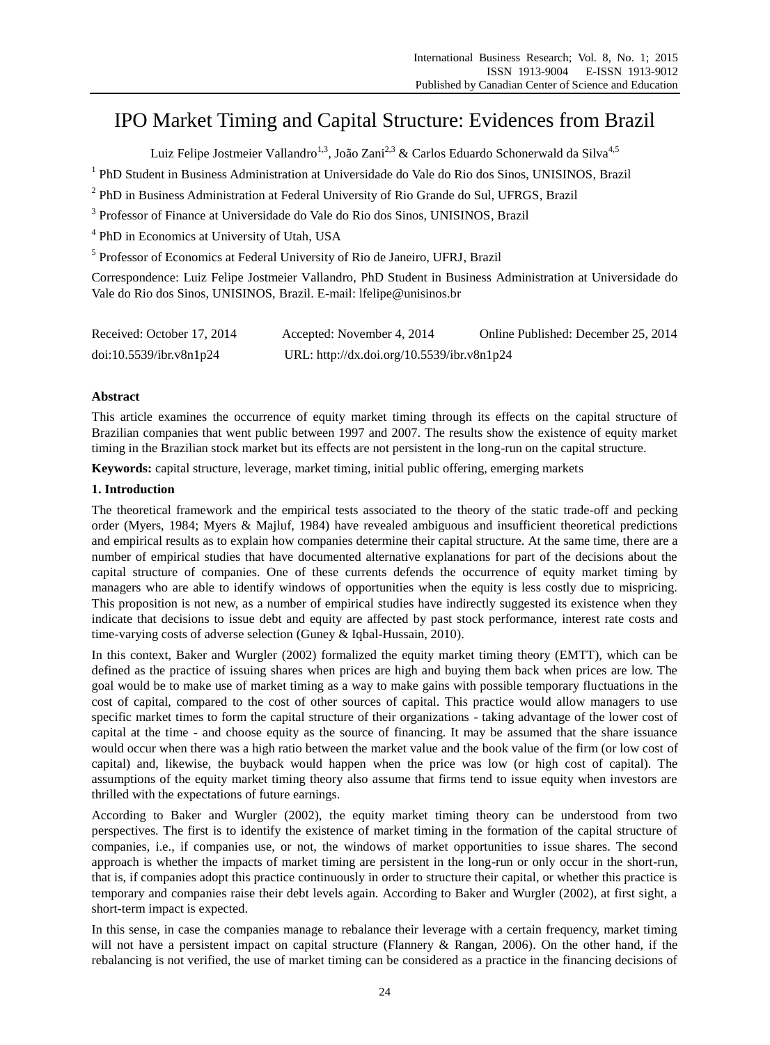# IPO Market Timing and Capital Structure: Evidences from Brazil

Luiz Felipe Jostmeier Vallandro[1,3], João Zani[2,3] & Carlos Eduardo Schonerwald da Silva[4,5]

[1] PhD Student in Business Administration at Universidade do Vale do Rio dos Sinos, UNISINOS, Brazil

[2] PhD in Business Administration at Federal University of Rio Grande do Sul, UFRGS, Brazil

[3] Professor of Finance at Universidade do Vale do Rio dos Sinos, UNISINOS, Brazil

[4] PhD in Economics at University of Utah, USA

[5] Professor of Economics at Federal University of Rio de Janeiro, UFRJ, Brazil

Correspondence: Luiz Felipe Jostmeier Vallandro, PhD Student in Business Administration at Universidade do Vale do Rio dos Sinos, UNISINOS, Brazil. E-mail: lfelipe@unisinos.br

Received: October 17, 2014 Accepted: November 4, 2014 Online Published: December 25, 2014

doi:10.5539/ibr.v8n1p24 URL: http://dx.doi.org/10.5539/ibr.v8n1p24

**Abstract**

This article examines the occurrence of equity market timing through its effects on the capital structure of Brazilian companies that went public between 1997 and 2007. The results show the existence of equity market timing in the Brazilian stock market but its effects are not persistent in the long-run on the capital structure.

**Keywords:** capital structure, leverage, market timing, initial public offering, emerging markets

## 1. Introduction

The theoretical framework and the empirical tests associated to the theory of the static trade-off and pecking order (Myers, 1984; Myers & Majluf, 1984) have revealed ambiguous and insufficient theoretical predictions and empirical results as to explain how companies determine their capital structure. At the same time, there are a number of empirical studies that have documented alternative explanations for part of the decisions about the capital structure of companies. One of these currents defends the occurrence of equity market timing by managers who are able to identify windows of opportunities when the equity is less costly due to mispricing. This proposition is not new, as a number of empirical studies have indirectly suggested its existence when they indicate that decisions to issue debt and equity are affected by past stock performance, interest rate costs and time-varying costs of adverse selection (Guney & Iqbal-Hussain, 2010).

In this context, Baker and Wurgler (2002) formalized the equity market timing theory (EMTT), which can be defined as the practice of issuing shares when prices are high and buying them back when prices are low. The goal would be to make use of market timing as a way to make gains with possible temporary fluctuations in the cost of capital, compared to the cost of other sources of capital. This practice would allow managers to use specific market times to form the capital structure of their organizations - taking advantage of the lower cost of capital at the time - and choose equity as the source of financing. It may be assumed that the share issuance would occur when there was a high ratio between the market value and the book value of the firm (or low cost of capital) and, likewise, the buyback would happen when the price was low (or high cost of capital). The assumptions of the equity market timing theory also assume that firms tend to issue equity when investors are thrilled with the expectations of future earnings.

According to Baker and Wurgler (2002), the equity market timing theory can be understood from two perspectives. The first is to identify the existence of market timing in the formation of the capital structure of companies, i.e., if companies use, or not, the windows of market opportunities to issue shares. The second approach is whether the impacts of market timing are persistent in the long-run or only occur in the short-run, that is, if companies adopt this practice continuously in order to structure their capital, or whether this practice is temporary and companies raise their debt levels again. According to Baker and Wurgler (2002), at first sight, a short-term impact is expected.

In this sense, in case the companies manage to rebalance their leverage with a certain frequency, market timing will not have a persistent impact on capital structure (Flannery & Rangan, 2006). On the other hand, if the rebalancing is not verified, the use of market timing can be considered as a practice in the financing decisions of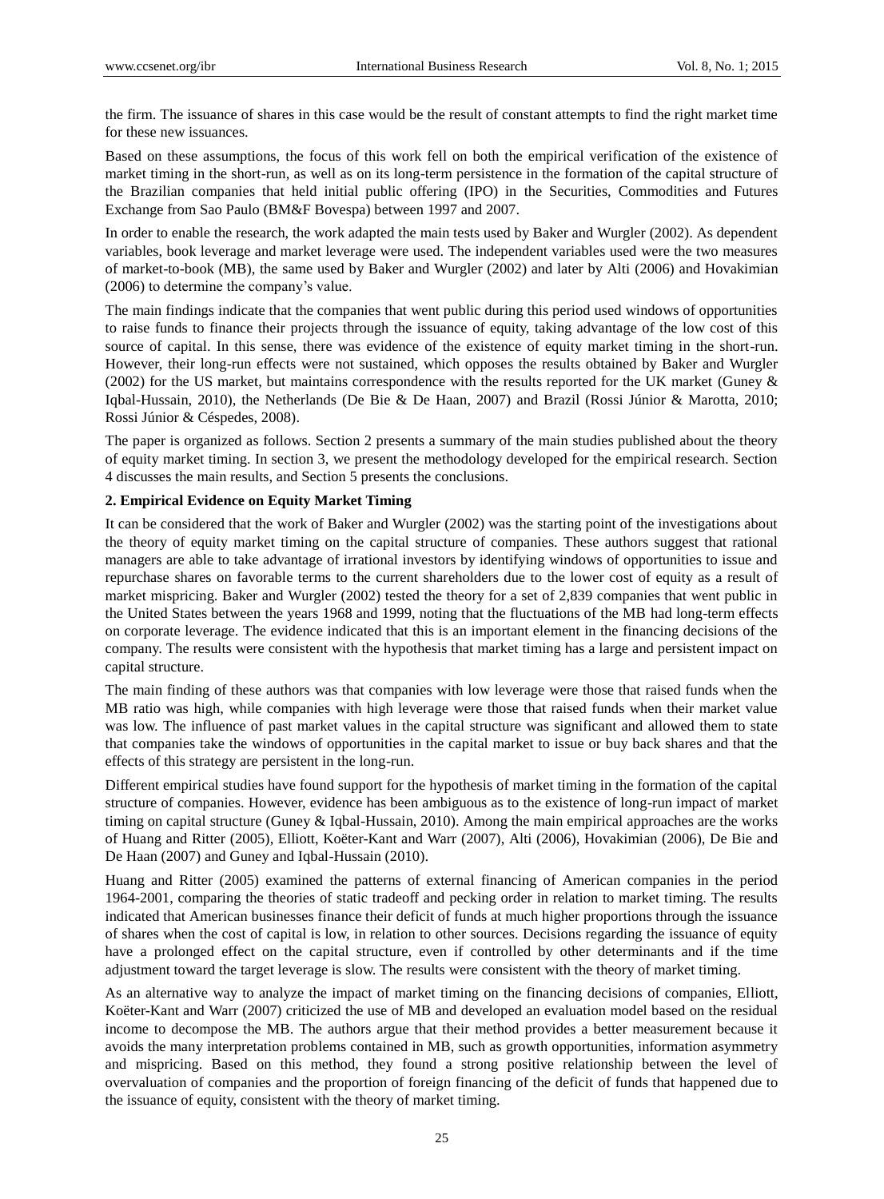the firm. The issuance of shares in this case would be the result of constant attempts to find the right market time for these new issuances.

Based on these assumptions, the focus of this work fell on both the empirical verification of the existence of market timing in the short-run, as well as on its long-term persistence in the formation of the capital structure of the Brazilian companies that held initial public offering (IPO) in the Securities, Commodities and Futures Exchange from Sao Paulo (BM&F Bovespa) between 1997 and 2007.

In order to enable the research, the work adapted the main tests used by Baker and Wurgler (2002). As dependent variables, book leverage and market leverage were used. The independent variables used were the two measures of market-to-book (MB), the same used by Baker and Wurgler (2002) and later by Alti (2006) and Hovakimian (2006) to determine the company's value.

The main findings indicate that the companies that went public during this period used windows of opportunities to raise funds to finance their projects through the issuance of equity, taking advantage of the low cost of this source of capital. In this sense, there was evidence of the existence of equity market timing in the short-run. However, their long-run effects were not sustained, which opposes the results obtained by Baker and Wurgler (2002) for the US market, but maintains correspondence with the results reported for the UK market (Guney & Iqbal-Hussain, 2010), the Netherlands (De Bie & De Haan, 2007) and Brazil (Rossi Júnior & Marotta, 2010; Rossi Júnior & Céspedes, 2008).

The paper is organized as follows. Section 2 presents a summary of the main studies published about the theory of equity market timing. In section 3, we present the methodology developed for the empirical research. Section 4 discusses the main results, and Section 5 presents the conclusions.

## 2. Empirical Evidence on Equity Market Timing

It can be considered that the work of Baker and Wurgler (2002) was the starting point of the investigations about the theory of equity market timing on the capital structure of companies. These authors suggest that rational managers are able to take advantage of irrational investors by identifying windows of opportunities to issue and repurchase shares on favorable terms to the current shareholders due to the lower cost of equity as a result of market mispricing. Baker and Wurgler (2002) tested the theory for a set of 2,839 companies that went public in the United States between the years 1968 and 1999, noting that the fluctuations of the MB had long-term effects on corporate leverage. The evidence indicated that this is an important element in the financing decisions of the company. The results were consistent with the hypothesis that market timing has a large and persistent impact on capital structure.

The main finding of these authors was that companies with low leverage were those that raised funds when the MB ratio was high, while companies with high leverage were those that raised funds when their market value was low. The influence of past market values in the capital structure was significant and allowed them to state that companies take the windows of opportunities in the capital market to issue or buy back shares and that the effects of this strategy are persistent in the long-run.

Different empirical studies have found support for the hypothesis of market timing in the formation of the capital structure of companies. However, evidence has been ambiguous as to the existence of long-run impact of market timing on capital structure (Guney & Iqbal-Hussain, 2010). Among the main empirical approaches are the works of Huang and Ritter (2005), Elliott, Koëter-Kant and Warr (2007), Alti (2006), Hovakimian (2006), De Bie and De Haan (2007) and Guney and Iqbal-Hussain (2010).

Huang and Ritter (2005) examined the patterns of external financing of American companies in the period 1964-2001, comparing the theories of static tradeoff and pecking order in relation to market timing. The results indicated that American businesses finance their deficit of funds at much higher proportions through the issuance of shares when the cost of capital is low, in relation to other sources. Decisions regarding the issuance of equity have a prolonged effect on the capital structure, even if controlled by other determinants and if the time adjustment toward the target leverage is slow. The results were consistent with the theory of market timing.

As an alternative way to analyze the impact of market timing on the financing decisions of companies, Elliott, Koëter-Kant and Warr (2007) criticized the use of MB and developed an evaluation model based on the residual income to decompose the MB. The authors argue that their method provides a better measurement because it avoids the many interpretation problems contained in MB, such as growth opportunities, information asymmetry and mispricing. Based on this method, they found a strong positive relationship between the level of overvaluation of companies and the proportion of foreign financing of the deficit of funds that happened due to the issuance of equity, consistent with the theory of market timing.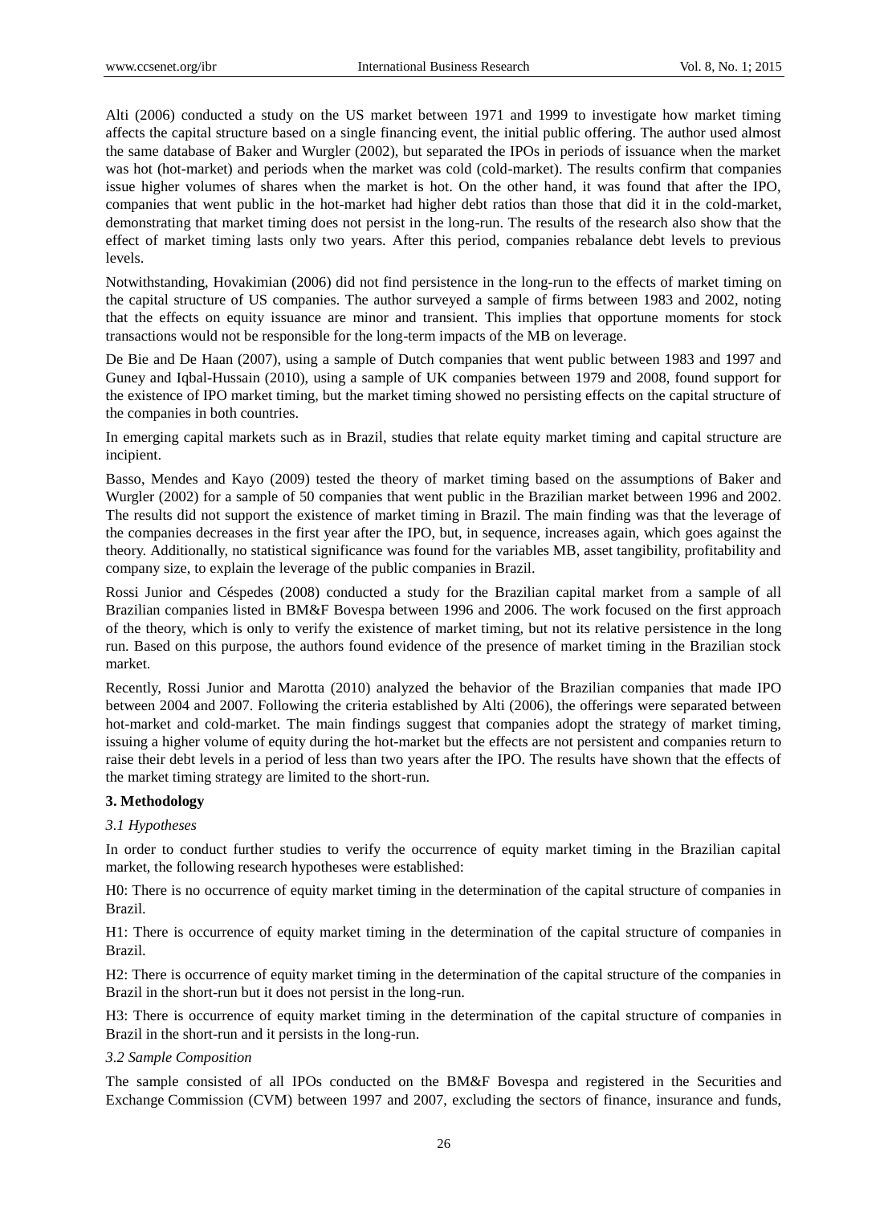Alti (2006) conducted a study on the US market between 1971 and 1999 to investigate how market timing affects the capital structure based on a single financing event, the initial public offering. The author used almost the same database of Baker and Wurgler (2002), but separated the IPOs in periods of issuance when the market was hot (hot-market) and periods when the market was cold (cold-market). The results confirm that companies issue higher volumes of shares when the market is hot. On the other hand, it was found that after the IPO, companies that went public in the hot-market had higher debt ratios than those that did it in the cold-market, demonstrating that market timing does not persist in the long-run. The results of the research also show that the effect of market timing lasts only two years. After this period, companies rebalance debt levels to previous levels.

Notwithstanding, Hovakimian (2006) did not find persistence in the long-run to the effects of market timing on the capital structure of US companies. The author surveyed a sample of firms between 1983 and 2002, noting that the effects on equity issuance are minor and transient. This implies that opportune moments for stock transactions would not be responsible for the long-term impacts of the MB on leverage.

De Bie and De Haan (2007), using a sample of Dutch companies that went public between 1983 and 1997 and Guney and Iqbal-Hussain (2010), using a sample of UK companies between 1979 and 2008, found support for the existence of IPO market timing, but the market timing showed no persisting effects on the capital structure of the companies in both countries.

In emerging capital markets such as in Brazil, studies that relate equity market timing and capital structure are incipient.

Basso, Mendes and Kayo (2009) tested the theory of market timing based on the assumptions of Baker and Wurgler (2002) for a sample of 50 companies that went public in the Brazilian market between 1996 and 2002. The results did not support the existence of market timing in Brazil. The main finding was that the leverage of the companies decreases in the first year after the IPO, but, in sequence, increases again, which goes against the theory. Additionally, no statistical significance was found for the variables MB, asset tangibility, profitability and company size, to explain the leverage of the public companies in Brazil.

Rossi Junior and Céspedes (2008) conducted a study for the Brazilian capital market from a sample of all Brazilian companies listed in BM&F Bovespa between 1996 and 2006. The work focused on the first approach of the theory, which is only to verify the existence of market timing, but not its relative persistence in the long run. Based on this purpose, the authors found evidence of the presence of market timing in the Brazilian stock market.

Recently, Rossi Junior and Marotta (2010) analyzed the behavior of the Brazilian companies that made IPO between 2004 and 2007. Following the criteria established by Alti (2006), the offerings were separated between hot-market and cold-market. The main findings suggest that companies adopt the strategy of market timing, issuing a higher volume of equity during the hot-market but the effects are not persistent and companies return to raise their debt levels in a period of less than two years after the IPO. The results have shown that the effects of the market timing strategy are limited to the short-run.

## 3. Methodology

### *3.1 Hypotheses*

In order to conduct further studies to verify the occurrence of equity market timing in the Brazilian capital market, the following research hypotheses were established:

H0: There is no occurrence of equity market timing in the determination of the capital structure of companies in Brazil.

H1: There is occurrence of equity market timing in the determination of the capital structure of companies in Brazil.

H2: There is occurrence of equity market timing in the determination of the capital structure of the companies in Brazil in the short-run but it does not persist in the long-run.

H3: There is occurrence of equity market timing in the determination of the capital structure of companies in Brazil in the short-run and it persists in the long-run.

### *3.2 Sample Composition*

The sample consisted of all IPOs conducted on the BM&F Bovespa and registered in the Securities and Exchange Commission (CVM) between 1997 and 2007, excluding the sectors of finance, insurance and funds,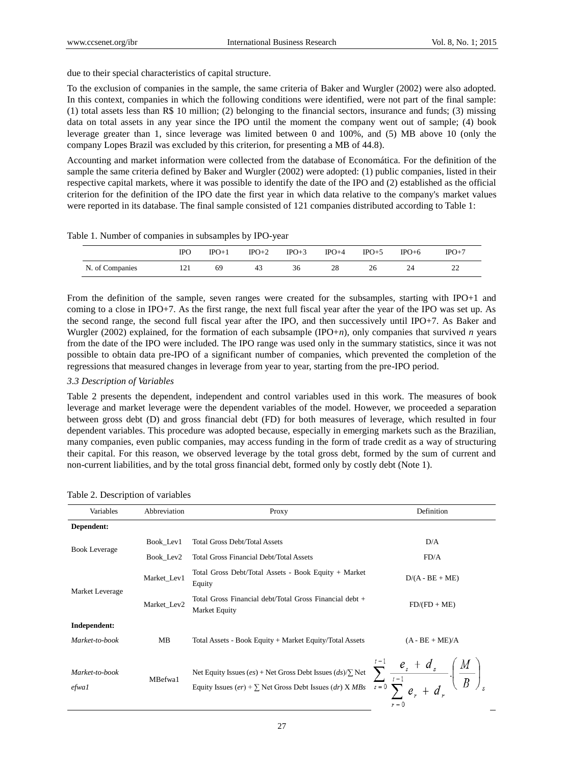due to their special characteristics of capital structure.

To the exclusion of companies in the sample, the same criteria of Baker and Wurgler (2002) were also adopted. In this context, companies in which the following conditions were identified, were not part of the final sample: (1) total assets less than R$ 10 million; (2) belonging to the financial sectors, insurance and funds; (3) missing data on total assets in any year since the IPO until the moment the company went out of sample; (4) book leverage greater than 1, since leverage was limited between 0 and 100%, and (5) MB above 10 (only the company Lopes Brazil was excluded by this criterion, for presenting a MB of 44.8).

Accounting and market information were collected from the database of Economática. For the definition of the sample the same criteria defined by Baker and Wurgler (2002) were adopted: (1) public companies, listed in their respective capital markets, where it was possible to identify the date of the IPO and (2) established as the official criterion for the definition of the IPO date the first year in which data relative to the company's market values were reported in its database. The final sample consisted of 121 companies distributed according to Table 1:

Table 1. Number of companies in subsamples by IPO-year

| | IPO | IPO+1 | IPO+2 | IPO+3 | IPO+4 | IPO+5 | IPO+6 | IPO+7 |
|---|---|---|---|---|---|---|---|---|
| N. of Companies | 121 | 69 | 43 | 36 | 28 | 26 | 24 | 22 |

From the definition of the sample, seven ranges were created for the subsamples, starting with IPO+1 and coming to a close in IPO+7. As the first range, the next full fiscal year after the year of the IPO was set up. As the second range, the second full fiscal year after the IPO, and then successively until IPO+7. As Baker and Wurgler (2002) explained, for the formation of each subsample (IPO+*n*), only companies that survived *n* years from the date of the IPO were included. The IPO range was used only in the summary statistics, since it was not possible to obtain data pre-IPO of a significant number of companies, which prevented the completion of the regressions that measured changes in leverage from year to year, starting from the pre-IPO period.

### *3.3 Description of Variables*

Table 2 presents the dependent, independent and control variables used in this work. The measures of book leverage and market leverage were the dependent variables of the model. However, we proceeded a separation between gross debt (D) and gross financial debt (FD) for both measures of leverage, which resulted in four dependent variables. This procedure was adopted because, especially in emerging markets such as the Brazilian, many companies, even public companies, may access funding in the form of trade credit as a way of structuring their capital. For this reason, we observed leverage by the total gross debt, formed by the sum of current and non-current liabilities, and by the total gross financial debt, formed only by costly debt (Note 1).

Table 2. Description of variables

| Variables | Abbreviation | Proxy | Definition |
|---|---|---|---|
| **Dependent:** | | | |
| Book Leverage | Book_Lev1 | Total Gross Debt/Total Assets | D/A |
| | Book_Lev2 | Total Gross Financial Debt/Total Assets | FD/A |
| Market Leverage | Market_Lev1 | Total Gross Debt/Total Assets - Book Equity + Market Equity | D/(A - BE + ME) |
| | Market_Lev2 | Total Gross Financial debt/Total Gross Financial debt + Market Equity | FD/(FD + ME) |
| **Independent:** | | | |
| *Market-to-book* | MB | Total Assets - Book Equity + Market Equity/Total Assets | (A - BE + ME)/A |
| *Market-to-book efwa1* | MBefwa1 | Net Equity Issues (*es*) + Net Gross Debt Issues (*ds*)/∑ Net Equity Issues (*er*) + ∑ Net Gross Debt Issues (*dr*) X *MBs* | $\sum_{s=0}^{t-1} \frac{e_s + d_s}{\sum_{r=0}^{t-1} e_r + d_r} \cdot \left(\frac{M}{B}\right)_s$ |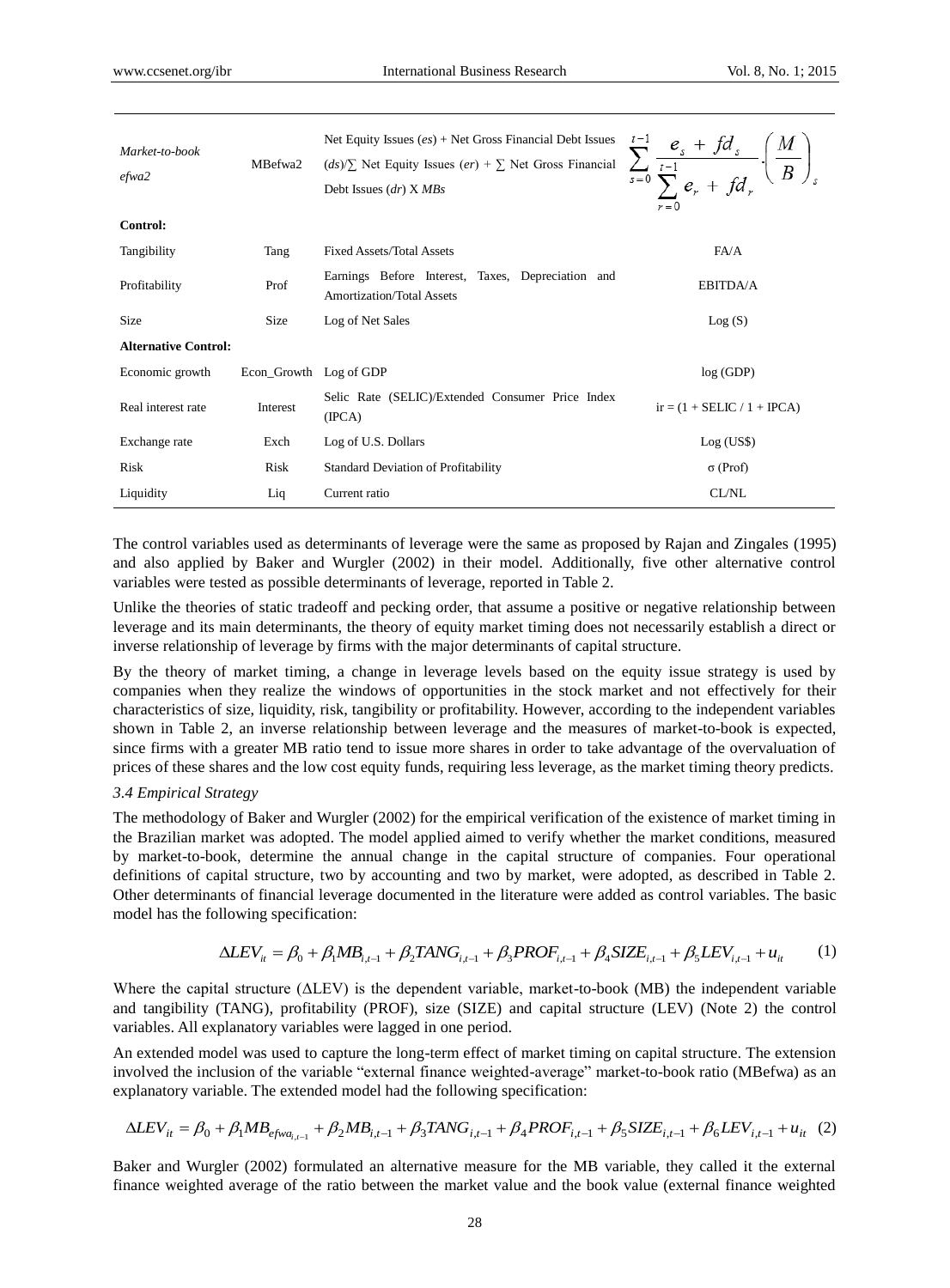| | | | |
|---|---|---|---|
| *Market-to-book efwa2* | MBefwa2 | Net Equity Issues (*es*) + Net Gross Financial Debt Issues (*ds*)/∑ Net Equity Issues (*er*) + ∑ Net Gross Financial Debt Issues (*dr*) X *MBs* | $\sum_{s=0}^{t-1} \frac{e_s + fd_s}{\sum_{r=0}^{t-1} e_r + fd_r} \cdot \left(\frac{M}{B}\right)_s$ |
| **Control:** | | | |
| Tangibility | Tang | Fixed Assets/Total Assets | FA/A |
| Profitability | Prof | Earnings Before Interest, Taxes, Depreciation and Amortization/Total Assets | EBITDA/A |
| Size | Size | Log of Net Sales | Log (S) |
| **Alternative Control:** | | | |
| Economic growth | Econ_Growth | Log of GDP | log (GDP) |
| Real interest rate | Interest | Selic Rate (SELIC)/Extended Consumer Price Index (IPCA) | ir = (1 + SELIC / 1 + IPCA) |
| Exchange rate | Exch | Log of U.S. Dollars | Log (US$) |
| Risk | Risk | Standard Deviation of Profitability | σ (Prof) |
| Liquidity | Liq | Current ratio | CL/NL |

The control variables used as determinants of leverage were the same as proposed by Rajan and Zingales (1995) and also applied by Baker and Wurgler (2002) in their model. Additionally, five other alternative control variables were tested as possible determinants of leverage, reported in Table 2.

Unlike the theories of static tradeoff and pecking order, that assume a positive or negative relationship between leverage and its main determinants, the theory of equity market timing does not necessarily establish a direct or inverse relationship of leverage by firms with the major determinants of capital structure.

By the theory of market timing, a change in leverage levels based on the equity issue strategy is used by companies when they realize the windows of opportunities in the stock market and not effectively for their characteristics of size, liquidity, risk, tangibility or profitability. However, according to the independent variables shown in Table 2, an inverse relationship between leverage and the measures of market-to-book is expected, since firms with a greater MB ratio tend to issue more shares in order to take advantage of the overvaluation of prices of these shares and the low cost equity funds, requiring less leverage, as the market timing theory predicts.

### *3.4 Empirical Strategy*

The methodology of Baker and Wurgler (2002) for the empirical verification of the existence of market timing in the Brazilian market was adopted. The model applied aimed to verify whether the market conditions, measured by market-to-book, determine the annual change in the capital structure of companies. Four operational definitions of capital structure, two by accounting and two by market, were adopted, as described in Table 2. Other determinants of financial leverage documented in the literature were added as control variables. The basic model has the following specification:

$$\Delta LEV_{it} = \beta_0 + \beta_1 MB_{i,t-1} + \beta_2 TANG_{i,t-1} + \beta_3 PROF_{i,t-1} + \beta_4 SIZE_{i,t-1} + \beta_5 LEV_{i,t-1} + u_{it} \quad (1)$$

Where the capital structure (ΔLEV) is the dependent variable, market-to-book (MB) the independent variable and tangibility (TANG), profitability (PROF), size (SIZE) and capital structure (LEV) (Note 2) the control variables. All explanatory variables were lagged in one period.

An extended model was used to capture the long-term effect of market timing on capital structure. The extension involved the inclusion of the variable "external finance weighted-average" market-to-book ratio (MBefwa) as an explanatory variable. The extended model had the following specification:

$$\Delta LEV_{it} = \beta_0 + \beta_1 MB_{efwa_{i,t-1}} + \beta_2 MB_{i,t-1} + \beta_3 TANG_{i,t-1} + \beta_4 PROF_{i,t-1} + \beta_5 SIZE_{i,t-1} + \beta_6 LEV_{i,t-1} + u_{it} \quad (2)$$

Baker and Wurgler (2002) formulated an alternative measure for the MB variable, they called it the external finance weighted average of the ratio between the market value and the book value (external finance weighted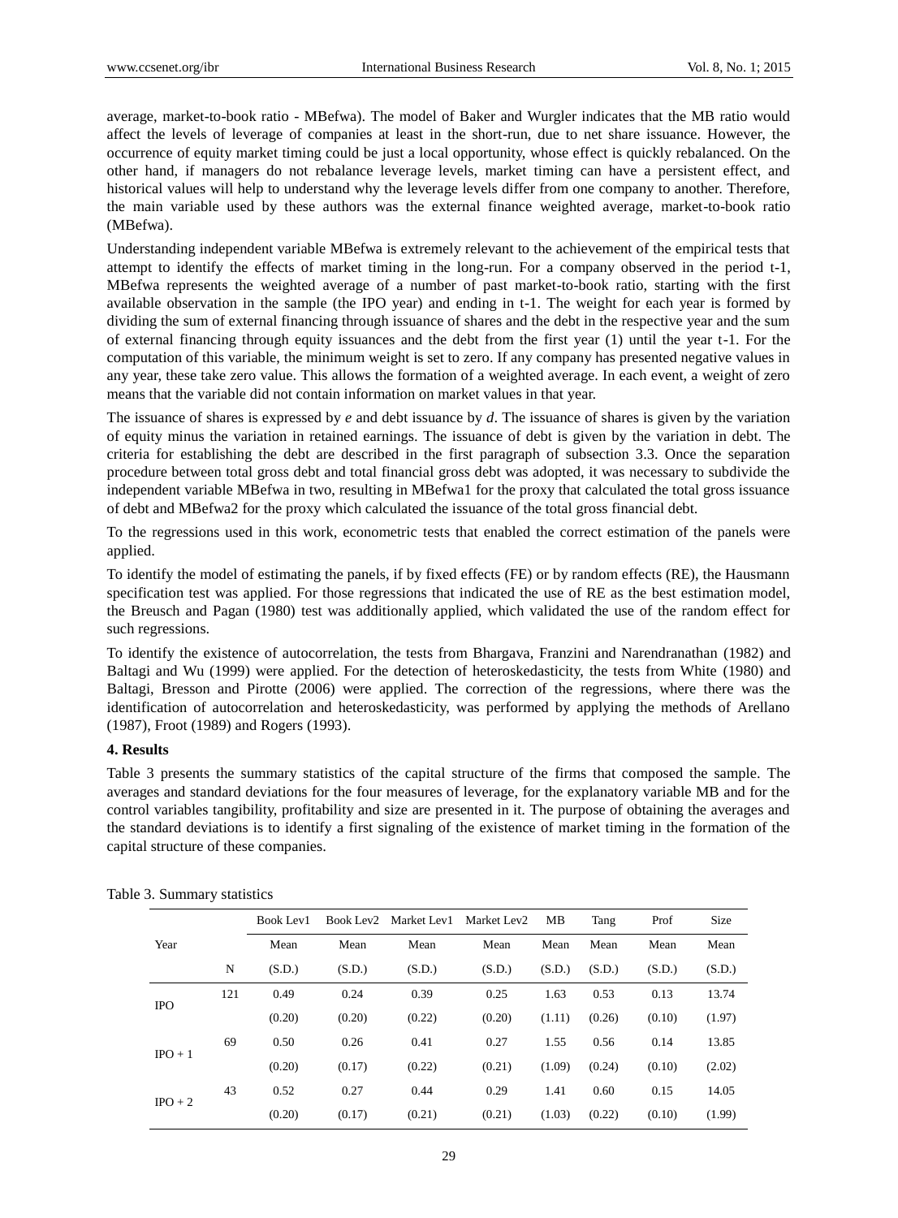average, market-to-book ratio - MBefwa). The model of Baker and Wurgler indicates that the MB ratio would affect the levels of leverage of companies at least in the short-run, due to net share issuance. However, the occurrence of equity market timing could be just a local opportunity, whose effect is quickly rebalanced. On the other hand, if managers do not rebalance leverage levels, market timing can have a persistent effect, and historical values will help to understand why the leverage levels differ from one company to another. Therefore, the main variable used by these authors was the external finance weighted average, market-to-book ratio (MBefwa).

Understanding independent variable MBefwa is extremely relevant to the achievement of the empirical tests that attempt to identify the effects of market timing in the long-run. For a company observed in the period t-1, MBefwa represents the weighted average of a number of past market-to-book ratio, starting with the first available observation in the sample (the IPO year) and ending in t-1. The weight for each year is formed by dividing the sum of external financing through issuance of shares and the debt in the respective year and the sum of external financing through equity issuances and the debt from the first year (1) until the year t-1. For the computation of this variable, the minimum weight is set to zero. If any company has presented negative values in any year, these take zero value. This allows the formation of a weighted average. In each event, a weight of zero means that the variable did not contain information on market values in that year.

The issuance of shares is expressed by *e* and debt issuance by *d*. The issuance of shares is given by the variation of equity minus the variation in retained earnings. The issuance of debt is given by the variation in debt. The criteria for establishing the debt are described in the first paragraph of subsection 3.3. Once the separation procedure between total gross debt and total financial gross debt was adopted, it was necessary to subdivide the independent variable MBefwa in two, resulting in MBefwa1 for the proxy that calculated the total gross issuance of debt and MBefwa2 for the proxy which calculated the issuance of the total gross financial debt.

To the regressions used in this work, econometric tests that enabled the correct estimation of the panels were applied.

To identify the model of estimating the panels, if by fixed effects (FE) or by random effects (RE), the Hausmann specification test was applied. For those regressions that indicated the use of RE as the best estimation model, the Breusch and Pagan (1980) test was additionally applied, which validated the use of the random effect for such regressions.

To identify the existence of autocorrelation, the tests from Bhargava, Franzini and Narendranathan (1982) and Baltagi and Wu (1999) were applied. For the detection of heteroskedasticity, the tests from White (1980) and Baltagi, Bresson and Pirotte (2006) were applied. The correction of the regressions, where there was the identification of autocorrelation and heteroskedasticity, was performed by applying the methods of Arellano (1987), Froot (1989) and Rogers (1993).

## 4. Results

Table 3 presents the summary statistics of the capital structure of the firms that composed the sample. The averages and standard deviations for the four measures of leverage, for the explanatory variable MB and for the control variables tangibility, profitability and size are presented in it. The purpose of obtaining the averages and the standard deviations is to identify a first signaling of the existence of market timing in the formation of the capital structure of these companies.

Table 3. Summary statistics

| Year | | Book Lev1 | Book Lev2 | Market Lev1 | Market Lev2 | MB | Tang | Prof | Size |
|---|---|---|---|---|---|---|---|---|---|
| | | Mean | Mean | Mean | Mean | Mean | Mean | Mean | Mean |
| | N | (S.D.) | (S.D.) | (S.D.) | (S.D.) | (S.D.) | (S.D.) | (S.D.) | (S.D.) |
| IPO | 121 | 0.49 | 0.24 | 0.39 | 0.25 | 1.63 | 0.53 | 0.13 | 13.74 |
| | | (0.20) | (0.20) | (0.22) | (0.20) | (1.11) | (0.26) | (0.10) | (1.97) |
| IPO + 1 | 69 | 0.50 | 0.26 | 0.41 | 0.27 | 1.55 | 0.56 | 0.14 | 13.85 |
| | | (0.20) | (0.17) | (0.22) | (0.21) | (1.09) | (0.24) | (0.10) | (2.02) |
| IPO + 2 | 43 | 0.52 | 0.27 | 0.44 | 0.29 | 1.41 | 0.60 | 0.15 | 14.05 |
| | | (0.20) | (0.17) | (0.21) | (0.21) | (1.03) | (0.22) | (0.10) | (1.99) |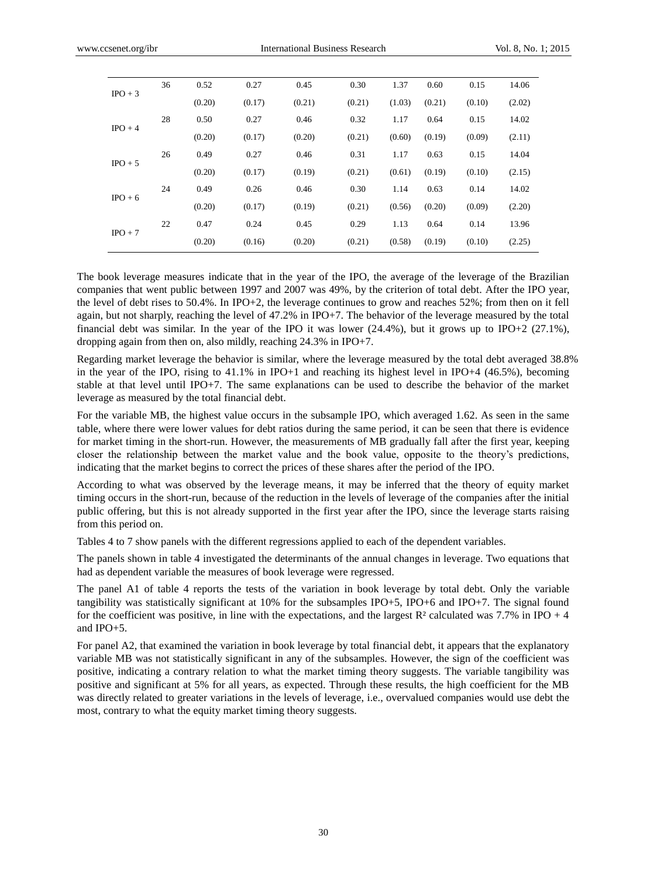| | | | | | | | | | |
|---|---|---|---|---|---|---|---|---|---|
| IPO + 3 | 36 | 0.52 | 0.27 | 0.45 | 0.30 | 1.37 | 0.60 | 0.15 | 14.06 |
| | | (0.20) | (0.17) | (0.21) | (0.21) | (1.03) | (0.21) | (0.10) | (2.02) |
| IPO + 4 | 28 | 0.50 | 0.27 | 0.46 | 0.32 | 1.17 | 0.64 | 0.15 | 14.02 |
| | | (0.20) | (0.17) | (0.20) | (0.21) | (0.60) | (0.19) | (0.09) | (2.11) |
| IPO + 5 | 26 | 0.49 | 0.27 | 0.46 | 0.31 | 1.17 | 0.63 | 0.15 | 14.04 |
| | | (0.20) | (0.17) | (0.19) | (0.21) | (0.61) | (0.19) | (0.10) | (2.15) |
| IPO + 6 | 24 | 0.49 | 0.26 | 0.46 | 0.30 | 1.14 | 0.63 | 0.14 | 14.02 |
| | | (0.20) | (0.17) | (0.19) | (0.21) | (0.56) | (0.20) | (0.09) | (2.20) |
| IPO + 7 | 22 | 0.47 | 0.24 | 0.45 | 0.29 | 1.13 | 0.64 | 0.14 | 13.96 |
| | | (0.20) | (0.16) | (0.20) | (0.21) | (0.58) | (0.19) | (0.10) | (2.25) |

The book leverage measures indicate that in the year of the IPO, the average of the leverage of the Brazilian companies that went public between 1997 and 2007 was 49%, by the criterion of total debt. After the IPO year, the level of debt rises to 50.4%. In IPO+2, the leverage continues to grow and reaches 52%; from then on it fell again, but not sharply, reaching the level of 47.2% in IPO+7. The behavior of the leverage measured by the total financial debt was similar. In the year of the IPO it was lower (24.4%), but it grows up to IPO+2 (27.1%), dropping again from then on, also mildly, reaching 24.3% in IPO+7.

Regarding market leverage the behavior is similar, where the leverage measured by the total debt averaged 38.8% in the year of the IPO, rising to 41.1% in IPO+1 and reaching its highest level in IPO+4 (46.5%), becoming stable at that level until IPO+7. The same explanations can be used to describe the behavior of the market leverage as measured by the total financial debt.

For the variable MB, the highest value occurs in the subsample IPO, which averaged 1.62. As seen in the same table, where there were lower values for debt ratios during the same period, it can be seen that there is evidence for market timing in the short-run. However, the measurements of MB gradually fall after the first year, keeping closer the relationship between the market value and the book value, opposite to the theory's predictions, indicating that the market begins to correct the prices of these shares after the period of the IPO.

According to what was observed by the leverage means, it may be inferred that the theory of equity market timing occurs in the short-run, because of the reduction in the levels of leverage of the companies after the initial public offering, but this is not already supported in the first year after the IPO, since the leverage starts raising from this period on.

Tables 4 to 7 show panels with the different regressions applied to each of the dependent variables.

The panels shown in table 4 investigated the determinants of the annual changes in leverage. Two equations that had as dependent variable the measures of book leverage were regressed.

The panel A1 of table 4 reports the tests of the variation in book leverage by total debt. Only the variable tangibility was statistically significant at 10% for the subsamples IPO+5, IPO+6 and IPO+7. The signal found for the coefficient was positive, in line with the expectations, and the largest $R^2$ calculated was 7.7% in IPO + 4 and IPO+5.

For panel A2, that examined the variation in book leverage by total financial debt, it appears that the explanatory variable MB was not statistically significant in any of the subsamples. However, the sign of the coefficient was positive, indicating a contrary relation to what the market timing theory suggests. The variable tangibility was positive and significant at 5% for all years, as expected. Through these results, the high coefficient for the MB was directly related to greater variations in the levels of leverage, i.e., overvalued companies would use debt the most, contrary to what the equity market timing theory suggests.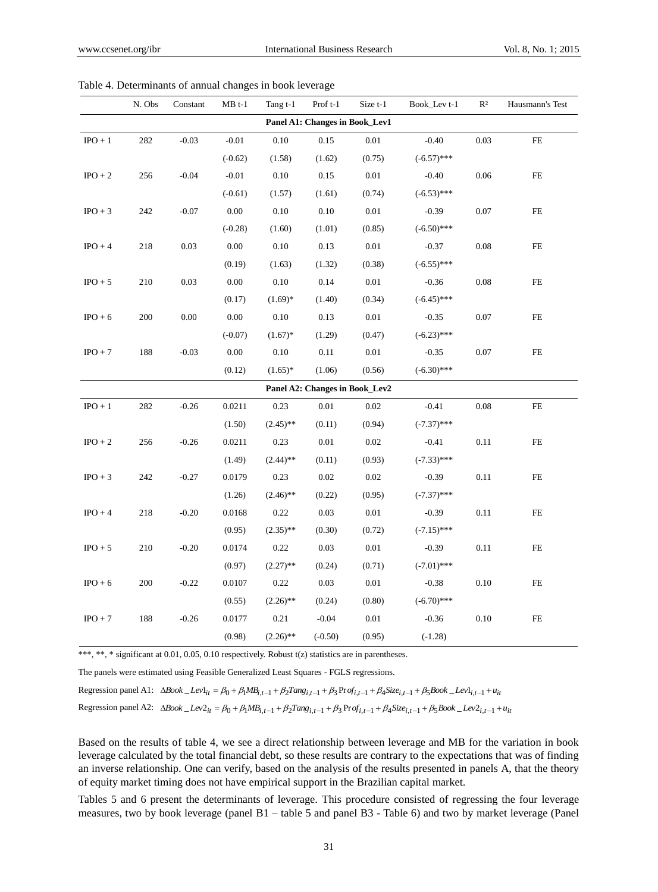Table 4. Determinants of annual changes in book leverage

| | N. Obs | Constant | MB t-1 | Tang t-1 | Prof t-1 | Size t-1 | Book_Lev t-1 | R² | Hausmann's Test |
|---|---|---|---|---|---|---|---|---|---|
| **Panel A1: Changes in Book_Lev1** | | | | | | | | | |
| IPO + 1 | 282 | -0.03 | -0.01 | 0.10 | 0.15 | 0.01 | -0.40 | 0.03 | FE |
| | | | (-0.62) | (1.58) | (1.62) | (0.75) | (-6.57)*** | | |
| IPO + 2 | 256 | -0.04 | -0.01 | 0.10 | 0.15 | 0.01 | -0.40 | 0.06 | FE |
| | | | (-0.61) | (1.57) | (1.61) | (0.74) | (-6.53)*** | | |
| IPO + 3 | 242 | -0.07 | 0.00 | 0.10 | 0.10 | 0.01 | -0.39 | 0.07 | FE |
| | | | (-0.28) | (1.60) | (1.01) | (0.85) | (-6.50)*** | | |
| IPO + 4 | 218 | 0.03 | 0.00 | 0.10 | 0.13 | 0.01 | -0.37 | 0.08 | FE |
| | | | (0.19) | (1.63) | (1.32) | (0.38) | (-6.55)*** | | |
| IPO + 5 | 210 | 0.03 | 0.00 | 0.10 | 0.14 | 0.01 | -0.36 | 0.08 | FE |
| | | | (0.17) | (1.69)* | (1.40) | (0.34) | (-6.45)*** | | |
| IPO + 6 | 200 | 0.00 | 0.00 | 0.10 | 0.13 | 0.01 | -0.35 | 0.07 | FE |
| | | | (-0.07) | (1.67)* | (1.29) | (0.47) | (-6.23)*** | | |
| IPO + 7 | 188 | -0.03 | 0.00 | 0.10 | 0.11 | 0.01 | -0.35 | 0.07 | FE |
| | | | (0.12) | (1.65)* | (1.06) | (0.56) | (-6.30)*** | | |
| **Panel A2: Changes in Book_Lev2** | | | | | | | | | |
| IPO + 1 | 282 | -0.26 | 0.0211 | 0.23 | 0.01 | 0.02 | -0.41 | 0.08 | FE |
| | | | (1.50) | (2.45)** | (0.11) | (0.94) | (-7.37)*** | | |
| IPO + 2 | 256 | -0.26 | 0.0211 | 0.23 | 0.01 | 0.02 | -0.41 | 0.11 | FE |
| | | | (1.49) | (2.44)** | (0.11) | (0.93) | (-7.33)*** | | |
| IPO + 3 | 242 | -0.27 | 0.0179 | 0.23 | 0.02 | 0.02 | -0.39 | 0.11 | FE |
| | | | (1.26) | (2.46)** | (0.22) | (0.95) | (-7.37)*** | | |
| IPO + 4 | 218 | -0.20 | 0.0168 | 0.22 | 0.03 | 0.01 | -0.39 | 0.11 | FE |
| | | | (0.95) | (2.35)** | (0.30) | (0.72) | (-7.15)*** | | |
| IPO + 5 | 210 | -0.20 | 0.0174 | 0.22 | 0.03 | 0.01 | -0.39 | 0.11 | FE |
| | | | (0.97) | (2.27)** | (0.24) | (0.71) | (-7.01)*** | | |
| IPO + 6 | 200 | -0.22 | 0.0107 | 0.22 | 0.03 | 0.01 | -0.38 | 0.10 | FE |
| | | | (0.55) | (2.26)** | (0.24) | (0.80) | (-6.70)*** | | |
| IPO + 7 | 188 | -0.26 | 0.0177 | 0.21 | -0.04 | 0.01 | -0.36 | 0.10 | FE |
| | | | (0.98) | (2.26)** | (-0.50) | (0.95) | (-1.28) | | |

***, **, * significant at 0.01, 0.05, 0.10 respectively. Robust t(z) statistics are in parentheses.

The panels were estimated using Feasible Generalized Least Squares - FGLS regressions.

Regression panel A1: $\Delta Book\_Lev1_{it} = \beta_0 + \beta_1 MB_{i,t-1} + \beta_2 Tang_{i,t-1} + \beta_3 Prof_{i,t-1} + \beta_4 Size_{i,t-1} + \beta_5 Book\_Lev1_{i,t-1} + u_{it}$

Regression panel A2: $\Delta Book\_Lev2_{it} = \beta_0 + \beta_1 MB_{i,t-1} + \beta_2 Tang_{i,t-1} + \beta_3 Prof_{i,t-1} + \beta_4 Size_{i,t-1} + \beta_5 Book\_Lev2_{i,t-1} + u_{it}$

Based on the results of table 4, we see a direct relationship between leverage and MB for the variation in book leverage calculated by the total financial debt, so these results are contrary to the expectations that was of finding an inverse relationship. One can verify, based on the analysis of the results presented in panels A, that the theory of equity market timing does not have empirical support in the Brazilian capital market.

Tables 5 and 6 present the determinants of leverage. This procedure consisted of regressing the four leverage measures, two by book leverage (panel B1 – table 5 and panel B3 - Table 6) and two by market leverage (Panel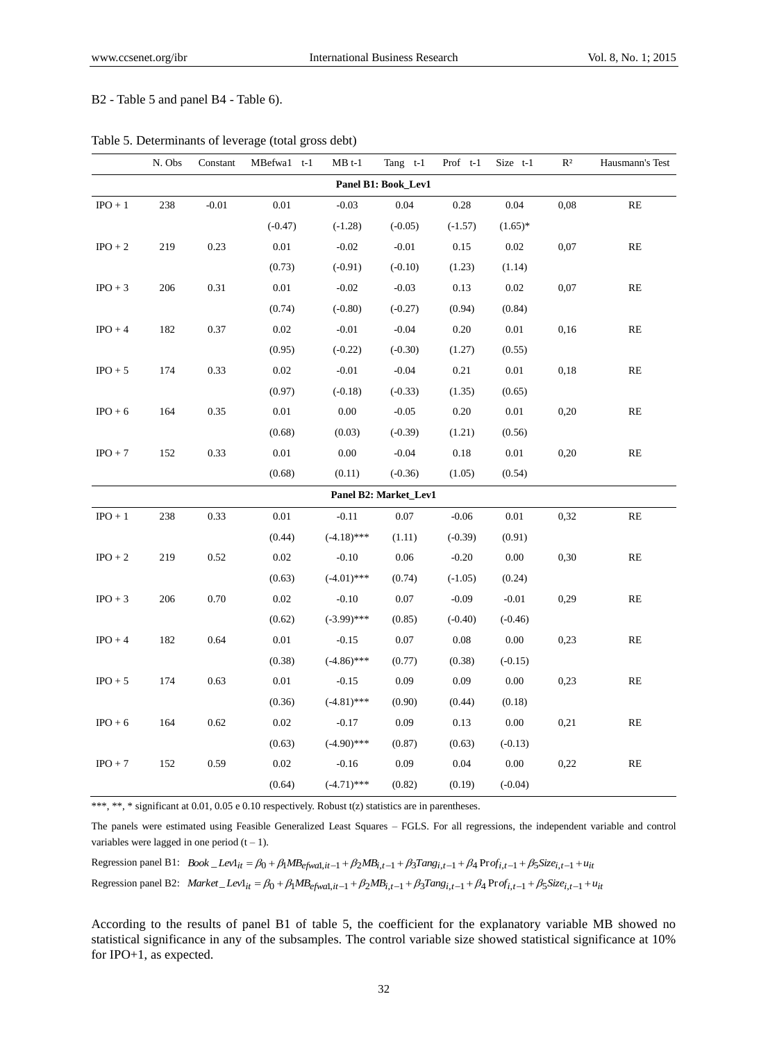B2 - Table 5 and panel B4 - Table 6).

Table 5. Determinants of leverage (total gross debt)

| | N. Obs | Constant | MBefwa1 t-1 | MB t-1 | Tang t-1 | Prof t-1 | Size t-1 | R² | Hausmann's Test |
|---|---|---|---|---|---|---|---|---|---|
| **Panel B1: Book_Lev1** | | | | | | | | | |
| IPO + 1 | 238 | -0.01 | 0.01 | -0.03 | 0.04 | 0.28 | 0.04 | 0,08 | RE |
| | | | (-0.47) | (-1.28) | (-0.05) | (-1.57) | (1.65)* | | |
| IPO + 2 | 219 | 0.23 | 0.01 | -0.02 | -0.01 | 0.15 | 0.02 | 0,07 | RE |
| | | | (0.73) | (-0.91) | (-0.10) | (1.23) | (1.14) | | |
| IPO + 3 | 206 | 0.31 | 0.01 | -0.02 | -0.03 | 0.13 | 0.02 | 0,07 | RE |
| | | | (0.74) | (-0.80) | (-0.27) | (0.94) | (0.84) | | |
| IPO + 4 | 182 | 0.37 | 0.02 | -0.01 | -0.04 | 0.20 | 0.01 | 0,16 | RE |
| | | | (0.95) | (-0.22) | (-0.30) | (1.27) | (0.55) | | |
| IPO + 5 | 174 | 0.33 | 0.02 | -0.01 | -0.04 | 0.21 | 0.01 | 0,18 | RE |
| | | | (0.97) | (-0.18) | (-0.33) | (1.35) | (0.65) | | |
| IPO + 6 | 164 | 0.35 | 0.01 | 0.00 | -0.05 | 0.20 | 0.01 | 0,20 | RE |
| | | | (0.68) | (0.03) | (-0.39) | (1.21) | (0.56) | | |
| IPO + 7 | 152 | 0.33 | 0.01 | 0.00 | -0.04 | 0.18 | 0.01 | 0,20 | RE |
| | | | (0.68) | (0.11) | (-0.36) | (1.05) | (0.54) | | |
| **Panel B2: Market_Lev1** | | | | | | | | | |
| IPO + 1 | 238 | 0.33 | 0.01 | -0.11 | 0.07 | -0.06 | 0.01 | 0,32 | RE |
| | | | (0.44) | (-4.18)*** | (1.11) | (-0.39) | (0.91) | | |
| IPO + 2 | 219 | 0.52 | 0.02 | -0.10 | 0.06 | -0.20 | 0.00 | 0,30 | RE |
| | | | (0.63) | (-4.01)*** | (0.74) | (-1.05) | (0.24) | | |
| IPO + 3 | 206 | 0.70 | 0.02 | -0.10 | 0.07 | -0.09 | -0.01 | 0,29 | RE |
| | | | (0.62) | (-3.99)*** | (0.85) | (-0.40) | (-0.46) | | |
| IPO + 4 | 182 | 0.64 | 0.01 | -0.15 | 0.07 | 0.08 | 0.00 | 0,23 | RE |
| | | | (0.38) | (-4.86)*** | (0.77) | (0.38) | (-0.15) | | |
| IPO + 5 | 174 | 0.63 | 0.01 | -0.15 | 0.09 | 0.09 | 0.00 | 0,23 | RE |
| | | | (0.36) | (-4.81)*** | (0.90) | (0.44) | (0.18) | | |
| IPO + 6 | 164 | 0.62 | 0.02 | -0.17 | 0.09 | 0.13 | 0.00 | 0,21 | RE |
| | | | (0.63) | (-4.90)*** | (0.87) | (0.63) | (-0.13) | | |
| IPO + 7 | 152 | 0.59 | 0.02 | -0.16 | 0.09 | 0.04 | 0.00 | 0,22 | RE |
| | | | (0.64) | (-4.71)*** | (0.82) | (0.19) | (-0.04) | | |

***, **, * significant at 0.01, 0.05 e 0.10 respectively. Robust t(z) statistics are in parentheses.

The panels were estimated using Feasible Generalized Least Squares – FGLS. For all regressions, the independent variable and control variables were lagged in one period (t – 1).

Regression panel B1: $Book\_Lev1_{it} = \beta_0 + \beta_1 MB_{efwa1,it-1} + \beta_2 MB_{i,t-1} + \beta_3 Tang_{i,t-1} + \beta_4 Prof_{i,t-1} + \beta_5 Size_{i,t-1} + u_{it}$

Regression panel B2: $Market\_Lev1_{it} = \beta_0 + \beta_1 MB_{efwa1,it-1} + \beta_2 MB_{i,t-1} + \beta_3 Tang_{i,t-1} + \beta_4 Prof_{i,t-1} + \beta_5 Size_{i,t-1} + u_{it}$

According to the results of panel B1 of table 5, the coefficient for the explanatory variable MB showed no statistical significance in any of the subsamples. The control variable size showed statistical significance at 10% for IPO+1, as expected.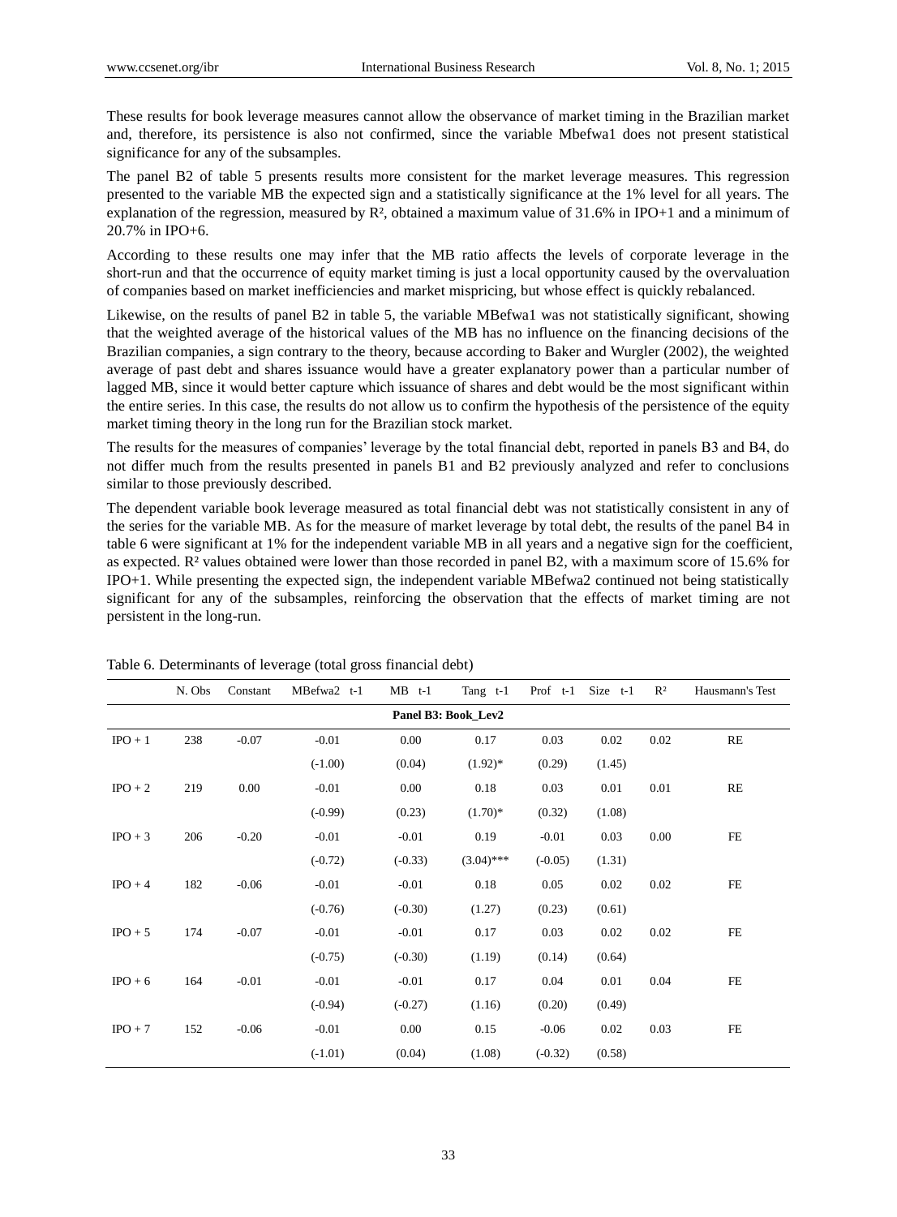These results for book leverage measures cannot allow the observance of market timing in the Brazilian market and, therefore, its persistence is also not confirmed, since the variable Mbefwa1 does not present statistical significance for any of the subsamples.

The panel B2 of table 5 presents results more consistent for the market leverage measures. This regression presented to the variable MB the expected sign and a statistically significance at the 1% level for all years. The explanation of the regression, measured by $R^2$, obtained a maximum value of 31.6% in IPO+1 and a minimum of 20.7% in IPO+6.

According to these results one may infer that the MB ratio affects the levels of corporate leverage in the short-run and that the occurrence of equity market timing is just a local opportunity caused by the overvaluation of companies based on market inefficiencies and market mispricing, but whose effect is quickly rebalanced.

Likewise, on the results of panel B2 in table 5, the variable MBefwa1 was not statistically significant, showing that the weighted average of the historical values of the MB has no influence on the financing decisions of the Brazilian companies, a sign contrary to the theory, because according to Baker and Wurgler (2002), the weighted average of past debt and shares issuance would have a greater explanatory power than a particular number of lagged MB, since it would better capture which issuance of shares and debt would be the most significant within the entire series. In this case, the results do not allow us to confirm the hypothesis of the persistence of the equity market timing theory in the long run for the Brazilian stock market.

The results for the measures of companies' leverage by the total financial debt, reported in panels B3 and B4, do not differ much from the results presented in panels B1 and B2 previously analyzed and refer to conclusions similar to those previously described.

The dependent variable book leverage measured as total financial debt was not statistically consistent in any of the series for the variable MB. As for the measure of market leverage by total debt, the results of the panel B4 in table 6 were significant at 1% for the independent variable MB in all years and a negative sign for the coefficient, as expected. $R^2$ values obtained were lower than those recorded in panel B2, with a maximum score of 15.6% for IPO+1. While presenting the expected sign, the independent variable MBefwa2 continued not being statistically significant for any of the subsamples, reinforcing the observation that the effects of market timing are not persistent in the long-run.

Table 6. Determinants of leverage (total gross financial debt)

| | N. Obs | Constant | MBefwa2 t-1 | MB t-1 | Tang t-1 | Prof t-1 | Size t-1 | $R^2$ | Hausmann's Test |
|---|---|---|---|---|---|---|---|---|---|
| **Panel B3: Book_Lev2** | | | | | | | | | |
| IPO + 1 | 238 | -0.07 | -0.01 | 0.00 | 0.17 | 0.03 | 0.02 | 0.02 | RE |
| | | | (-1.00) | (0.04) | (1.92)* | (0.29) | (1.45) | | |
| IPO + 2 | 219 | 0.00 | -0.01 | 0.00 | 0.18 | 0.03 | 0.01 | 0.01 | RE |
| | | | (-0.99) | (0.23) | (1.70)* | (0.32) | (1.08) | | |
| IPO + 3 | 206 | -0.20 | -0.01 | -0.01 | 0.19 | -0.01 | 0.03 | 0.00 | FE |
| | | | (-0.72) | (-0.33) | (3.04)*** | (-0.05) | (1.31) | | |
| IPO + 4 | 182 | -0.06 | -0.01 | -0.01 | 0.18 | 0.05 | 0.02 | 0.02 | FE |
| | | | (-0.76) | (-0.30) | (1.27) | (0.23) | (0.61) | | |
| IPO + 5 | 174 | -0.07 | -0.01 | -0.01 | 0.17 | 0.03 | 0.02 | 0.02 | FE |
| | | | (-0.75) | (-0.30) | (1.19) | (0.14) | (0.64) | | |
| IPO + 6 | 164 | -0.01 | -0.01 | -0.01 | 0.17 | 0.04 | 0.01 | 0.04 | FE |
| | | | (-0.94) | (-0.27) | (1.16) | (0.20) | (0.49) | | |
| IPO + 7 | 152 | -0.06 | -0.01 | 0.00 | 0.15 | -0.06 | 0.02 | 0.03 | FE |
| | | | (-1.01) | (0.04) | (1.08) | (-0.32) | (0.58) | | |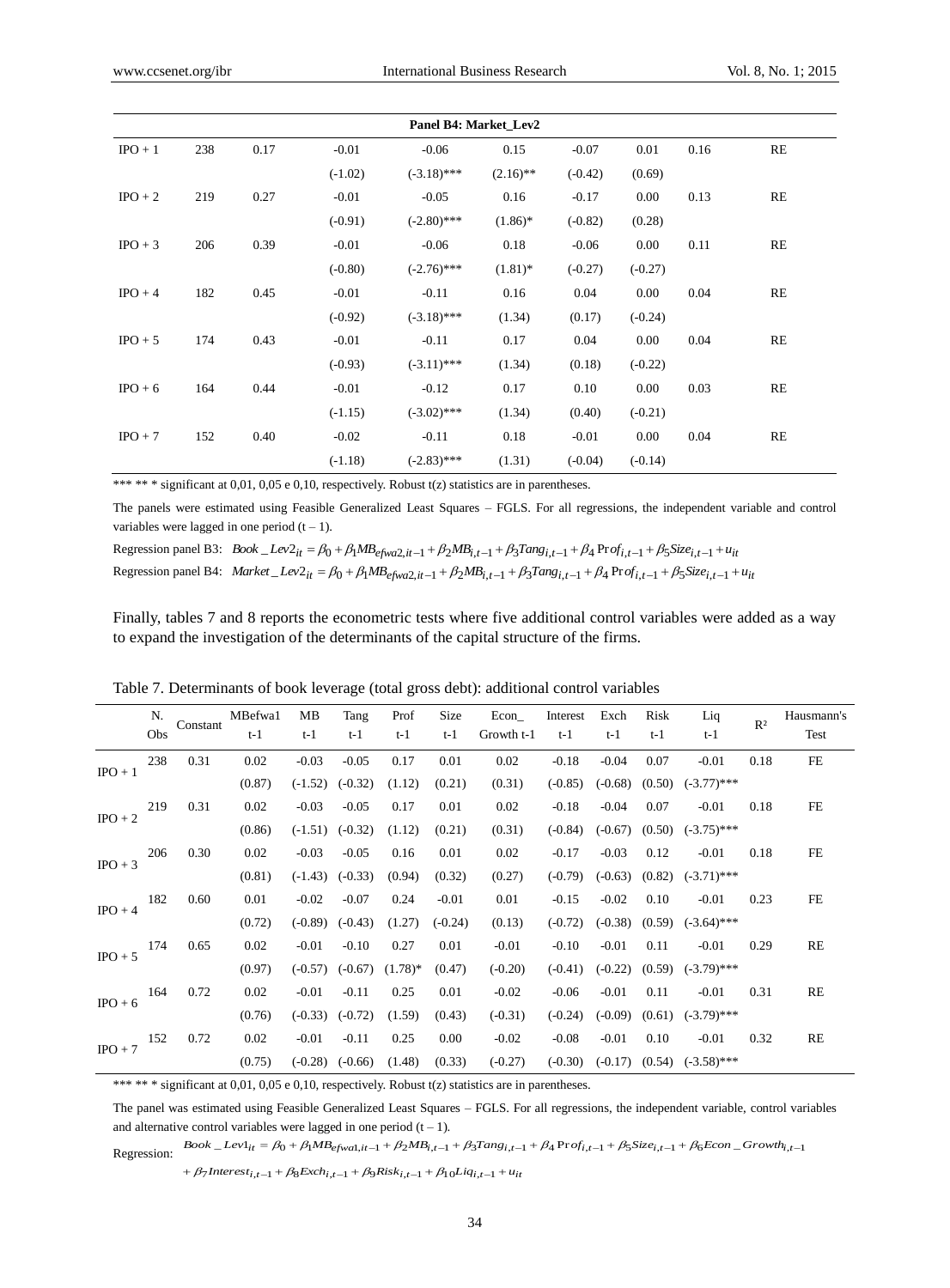| | | | | | | | | | |
|---|---|---|---|---|---|---|---|---|---|
| **Panel B4: Market_Lev2** | | | | | | | | | |
| IPO + 1 | 238 | 0.17 | -0.01 | -0.06 | 0.15 | -0.07 | 0.01 | 0.16 | RE |
| | | | (-1.02) | (-3.18)*** | (2.16)** | (-0.42) | (0.69) | | |
| IPO + 2 | 219 | 0.27 | -0.01 | -0.05 | 0.16 | -0.17 | 0.00 | 0.13 | RE |
| | | | (-0.91) | (-2.80)*** | (1.86)* | (-0.82) | (0.28) | | |
| IPO + 3 | 206 | 0.39 | -0.01 | -0.06 | 0.18 | -0.06 | 0.00 | 0.11 | RE |
| | | | (-0.80) | (-2.76)*** | (1.81)* | (-0.27) | (-0.27) | | |
| IPO + 4 | 182 | 0.45 | -0.01 | -0.11 | 0.16 | 0.04 | 0.00 | 0.04 | RE |
| | | | (-0.92) | (-3.18)*** | (1.34) | (0.17) | (-0.24) | | |
| IPO + 5 | 174 | 0.43 | -0.01 | -0.11 | 0.17 | 0.04 | 0.00 | 0.04 | RE |
| | | | (-0.93) | (-3.11)*** | (1.34) | (0.18) | (-0.22) | | |
| IPO + 6 | 164 | 0.44 | -0.01 | -0.12 | 0.17 | 0.10 | 0.00 | 0.03 | RE |
| | | | (-1.15) | (-3.02)*** | (1.34) | (0.40) | (-0.21) | | |
| IPO + 7 | 152 | 0.40 | -0.02 | -0.11 | 0.18 | -0.01 | 0.00 | 0.04 | RE |
| | | | (-1.18) | (-2.83)*** | (1.31) | (-0.04) | (-0.14) | | |

*** ** * significant at 0,01, 0,05 e 0,10, respectively. Robust t(z) statistics are in parentheses.

The panels were estimated using Feasible Generalized Least Squares – FGLS. For all regressions, the independent variable and control variables were lagged in one period (t – 1).

Regression panel B3: $Book\_Lev2_{it} = \beta_0 + \beta_1 MB_{efwa2,it-1} + \beta_2 MB_{i,t-1} + \beta_3 Tang_{i,t-1} + \beta_4 Prof_{i,t-1} + \beta_5 Size_{i,t-1} + u_{it}$

Regression panel B4: $Market\_Lev2_{it} = \beta_0 + \beta_1 MB_{efwa2,it-1} + \beta_2 MB_{i,t-1} + \beta_3 Tang_{i,t-1} + \beta_4 Prof_{i,t-1} + \beta_5 Size_{i,t-1} + u_{it}$

Finally, tables 7 and 8 reports the econometric tests where five additional control variables were added as a way to expand the investigation of the determinants of the capital structure of the firms.

Table 7. Determinants of book leverage (total gross debt): additional control variables

| | N. Obs | Constant | MBefwa1 t-1 | MB t-1 | Tang t-1 | Prof t-1 | Size t-1 | Econ_ Growth t-1 | Interest t-1 | Exch t-1 | Risk t-1 | Liq t-1 | R² | Hausmann's Test |
|---|---|---|---|---|---|---|---|---|---|---|---|---|---|---|
| IPO + 1 | 238 | 0.31 | 0.02 | -0.03 | -0.05 | 0.17 | 0.01 | 0.02 | -0.18 | -0.04 | 0.07 | -0.01 | 0.18 | FE |
| | | | (0.87) | (-1.52) | (-0.32) | (1.12) | (0.21) | (0.31) | (-0.85) | (-0.68) | (0.50) | (-3.77)*** | | |
| IPO + 2 | 219 | 0.31 | 0.02 | -0.03 | -0.05 | 0.17 | 0.01 | 0.02 | -0.18 | -0.04 | 0.07 | -0.01 | 0.18 | FE |
| | | | (0.86) | (-1.51) | (-0.32) | (1.12) | (0.21) | (0.31) | (-0.84) | (-0.67) | (0.50) | (-3.75)*** | | |
| IPO + 3 | 206 | 0.30 | 0.02 | -0.03 | -0.05 | 0.16 | 0.01 | 0.02 | -0.17 | -0.03 | 0.12 | -0.01 | 0.18 | FE |
| | | | (0.81) | (-1.43) | (-0.33) | (0.94) | (0.32) | (0.27) | (-0.79) | (-0.63) | (0.82) | (-3.71)*** | | |
| IPO + 4 | 182 | 0.60 | 0.01 | -0.02 | -0.07 | 0.24 | -0.01 | 0.01 | -0.15 | -0.02 | 0.10 | -0.01 | 0.23 | FE |
| | | | (0.72) | (-0.89) | (-0.43) | (1.27) | (-0.24) | (0.13) | (-0.72) | (-0.38) | (0.59) | (-3.64)*** | | |
| IPO + 5 | 174 | 0.65 | 0.02 | -0.01 | -0.10 | 0.27 | 0.01 | -0.01 | -0.10 | -0.01 | 0.11 | -0.01 | 0.29 | RE |
| | | | (0.97) | (-0.57) | (-0.67) | (1.78)* | (0.47) | (-0.20) | (-0.41) | (-0.22) | (0.59) | (-3.79)*** | | |
| IPO + 6 | 164 | 0.72 | 0.02 | -0.01 | -0.11 | 0.25 | 0.01 | -0.02 | -0.06 | -0.01 | 0.11 | -0.01 | 0.31 | RE |
| | | | (0.76) | (-0.33) | (-0.72) | (1.59) | (0.43) | (-0.31) | (-0.24) | (-0.09) | (0.61) | (-3.79)*** | | |
| IPO + 7 | 152 | 0.72 | 0.02 | -0.01 | -0.11 | 0.25 | 0.00 | -0.02 | -0.08 | -0.01 | 0.10 | -0.01 | 0.32 | RE |
| | | | (0.75) | (-0.28) | (-0.66) | (1.48) | (0.33) | (-0.27) | (-0.30) | (-0.17) | (0.54) | (-3.58)*** | | |

*** ** * significant at 0,01, 0,05 e 0,10, respectively. Robust t(z) statistics are in parentheses.

The panel was estimated using Feasible Generalized Least Squares – FGLS. For all regressions, the independent variable, control variables and alternative control variables were lagged in one period (t – 1).

Regression: $Book\_Lev1_{it} = \beta_0 + \beta_1 MB_{efwa1,it-1} + \beta_2 MB_{i,t-1} + \beta_3 Tang_{i,t-1} + \beta_4 Prof_{i,t-1} + \beta_5 Size_{i,t-1} + \beta_6 Econ\_Growth_{i,t-1}$
$+ \beta_7 Interest_{i,t-1} + \beta_8 Exch_{i,t-1} + \beta_9 Risk_{i,t-1} + \beta_{10} Liq_{i,t-1} + u_{it}$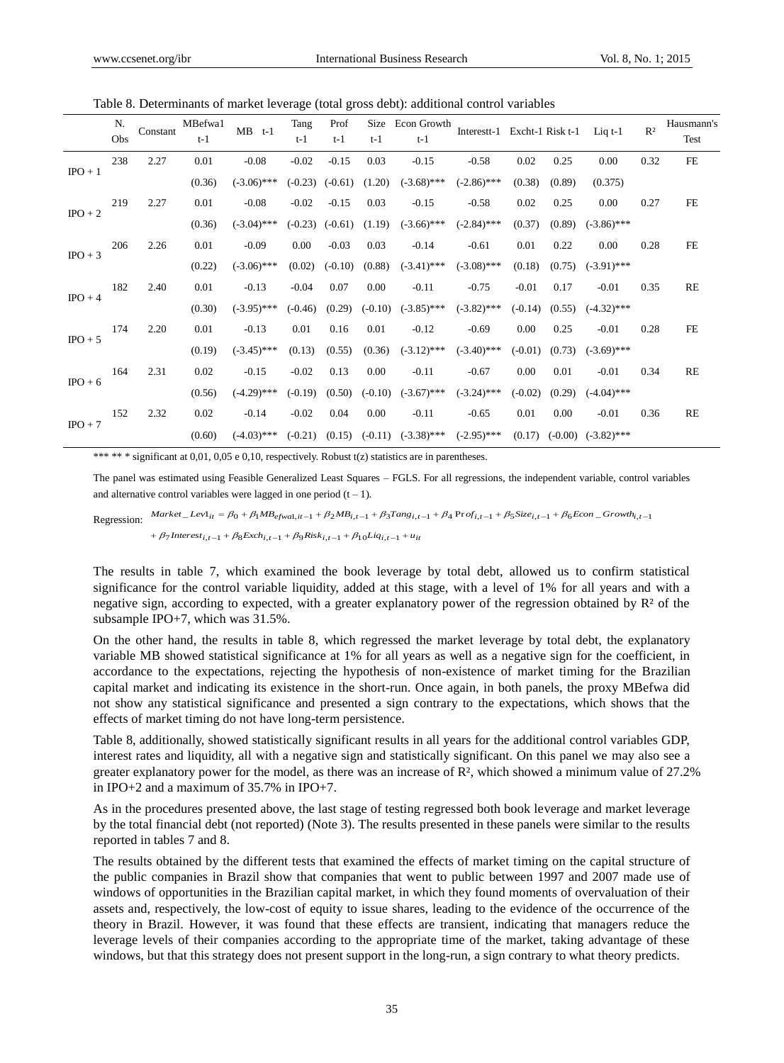Table 8. Determinants of market leverage (total gross debt): additional control variables

| | N. Obs | Constant | MBefwa1 t-1 | MB t-1 | Tang t-1 | Prof t-1 | Size t-1 | Econ Growth t-1 | Interestt-1 | Excht-1 | Risk t-1 | Liq t-1 | R² | Hausmann's Test |
|---|---|---|---|---|---|---|---|---|---|---|---|---|---|---|
| IPO + 1 | 238 | 2.27 | 0.01 | -0.08 | -0.02 | -0.15 | 0.03 | -0.15 | -0.58 | 0.02 | 0.25 | 0.00 | 0.32 | FE |
| | | | (0.36) | (-3.06)*** | (-0.23) | (-0.61) | (1.20) | (-3.68)*** | (-2.86)*** | (0.38) | (0.89) | (0.375) | | |
| IPO + 2 | 219 | 2.27 | 0.01 | -0.08 | -0.02 | -0.15 | 0.03 | -0.15 | -0.58 | 0.02 | 0.25 | 0.00 | 0.27 | FE |
| | | | (0.36) | (-3.04)*** | (-0.23) | (-0.61) | (1.19) | (-3.66)*** | (-2.84)*** | (0.37) | (0.89) | (-3.86)*** | | |
| IPO + 3 | 206 | 2.26 | 0.01 | -0.09 | 0.00 | -0.03 | 0.03 | -0.14 | -0.61 | 0.01 | 0.22 | 0.00 | 0.28 | FE |
| | | | (0.22) | (-3.06)*** | (0.02) | (-0.10) | (0.88) | (-3.41)*** | (-3.08)*** | (0.18) | (0.75) | (-3.91)*** | | |
| IPO + 4 | 182 | 2.40 | 0.01 | -0.13 | -0.04 | 0.07 | 0.00 | -0.11 | -0.75 | -0.01 | 0.17 | -0.01 | 0.35 | RE |
| | | | (0.30) | (-3.95)*** | (-0.46) | (0.29) | (-0.10) | (-3.85)*** | (-3.82)*** | (-0.14) | (0.55) | (-4.32)*** | | |
| IPO + 5 | 174 | 2.20 | 0.01 | -0.13 | 0.01 | 0.16 | 0.01 | -0.12 | -0.69 | 0.00 | 0.25 | -0.01 | 0.28 | FE |
| | | | (0.19) | (-3.45)*** | (0.13) | (0.55) | (0.36) | (-3.12)*** | (-3.40)*** | (-0.01) | (0.73) | (-3.69)*** | | |
| IPO + 6 | 164 | 2.31 | 0.02 | -0.15 | -0.02 | 0.13 | 0.00 | -0.11 | -0.67 | 0.00 | 0.01 | -0.01 | 0.34 | RE |
| | | | (0.56) | (-4.29)*** | (-0.19) | (0.50) | (-0.10) | (-3.67)*** | (-3.24)*** | (-0.02) | (0.29) | (-4.04)*** | | |
| IPO + 7 | 152 | 2.32 | 0.02 | -0.14 | -0.02 | 0.04 | 0.00 | -0.11 | -0.65 | 0.01 | 0.00 | -0.01 | 0.36 | RE |
| | | | (0.60) | (-4.03)*** | (-0.21) | (0.15) | (-0.11) | (-3.38)*** | (-2.95)*** | (0.17) | (-0.00) | (-3.82)*** | | |

*** ** * significant at 0,01, 0,05 e 0,10, respectively. Robust t(z) statistics are in parentheses.

The panel was estimated using Feasible Generalized Least Squares – FGLS. For all regressions, the independent variable, control variables and alternative control variables were lagged in one period (t – 1).

Regression: $Market\_Lev1_{it} = \beta_0 + \beta_1 MB_{efwa1,it-1} + \beta_2 MB_{i,t-1} + \beta_3 Tang_{i,t-1} + \beta_4 \text{Prof}_{i,t-1} + \beta_5 Size_{i,t-1} + \beta_6 Econ\_Growth_{i,t-1}$
$+ \beta_7 Interest_{i,t-1} + \beta_8 Exch_{i,t-1} + \beta_9 Risk_{i,t-1} + \beta_{10} Liq_{i,t-1} + u_{it}$

The results in table 7, which examined the book leverage by total debt, allowed us to confirm statistical significance for the control variable liquidity, added at this stage, with a level of 1% for all years and with a negative sign, according to expected, with a greater explanatory power of the regression obtained by R² of the subsample IPO+7, which was 31.5%.

On the other hand, the results in table 8, which regressed the market leverage by total debt, the explanatory variable MB showed statistical significance at 1% for all years as well as a negative sign for the coefficient, in accordance to the expectations, rejecting the hypothesis of non-existence of market timing for the Brazilian capital market and indicating its existence in the short-run. Once again, in both panels, the proxy MBefwa did not show any statistical significance and presented a sign contrary to the expectations, which shows that the effects of market timing do not have long-term persistence.

Table 8, additionally, showed statistically significant results in all years for the additional control variables GDP, interest rates and liquidity, all with a negative sign and statistically significant. On this panel we may also see a greater explanatory power for the model, as there was an increase of R², which showed a minimum value of 27.2% in IPO+2 and a maximum of 35.7% in IPO+7.

As in the procedures presented above, the last stage of testing regressed both book leverage and market leverage by the total financial debt (not reported) (Note 3). The results presented in these panels were similar to the results reported in tables 7 and 8.

The results obtained by the different tests that examined the effects of market timing on the capital structure of the public companies in Brazil show that companies that went to public between 1997 and 2007 made use of windows of opportunities in the Brazilian capital market, in which they found moments of overvaluation of their assets and, respectively, the low-cost of equity to issue shares, leading to the evidence of the occurrence of the theory in Brazil. However, it was found that these effects are transient, indicating that managers reduce the leverage levels of their companies according to the appropriate time of the market, taking advantage of these windows, but that this strategy does not present support in the long-run, a sign contrary to what theory predicts.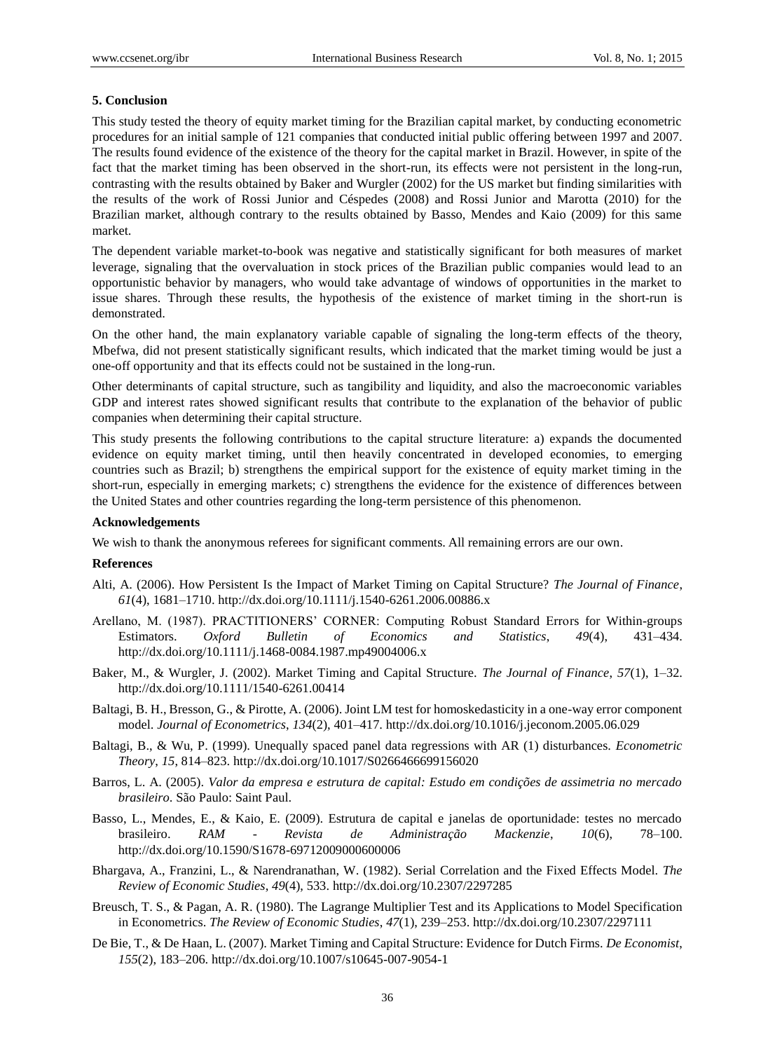## 5. Conclusion

This study tested the theory of equity market timing for the Brazilian capital market, by conducting econometric procedures for an initial sample of 121 companies that conducted initial public offering between 1997 and 2007. The results found evidence of the existence of the theory for the capital market in Brazil. However, in spite of the fact that the market timing has been observed in the short-run, its effects were not persistent in the long-run, contrasting with the results obtained by Baker and Wurgler (2002) for the US market but finding similarities with the results of the work of Rossi Junior and Céspedes (2008) and Rossi Junior and Marotta (2010) for the Brazilian market, although contrary to the results obtained by Basso, Mendes and Kaio (2009) for this same market.

The dependent variable market-to-book was negative and statistically significant for both measures of market leverage, signaling that the overvaluation in stock prices of the Brazilian public companies would lead to an opportunistic behavior by managers, who would take advantage of windows of opportunities in the market to issue shares. Through these results, the hypothesis of the existence of market timing in the short-run is demonstrated.

On the other hand, the main explanatory variable capable of signaling the long-term effects of the theory, Mbefwa, did not present statistically significant results, which indicated that the market timing would be just a one-off opportunity and that its effects could not be sustained in the long-run.

Other determinants of capital structure, such as tangibility and liquidity, and also the macroeconomic variables GDP and interest rates showed significant results that contribute to the explanation of the behavior of public companies when determining their capital structure.

This study presents the following contributions to the capital structure literature: a) expands the documented evidence on equity market timing, until then heavily concentrated in developed economies, to emerging countries such as Brazil; b) strengthens the empirical support for the existence of equity market timing in the short-run, especially in emerging markets; c) strengthens the evidence for the existence of differences between the United States and other countries regarding the long-term persistence of this phenomenon.

### Acknowledgements

We wish to thank the anonymous referees for significant comments. All remaining errors are our own.

### References

Alti, A. (2006). How Persistent Is the Impact of Market Timing on Capital Structure? *The Journal of Finance*, *61*(4), 1681–1710. http://dx.doi.org/10.1111/j.1540-6261.2006.00886.x

Arellano, M. (1987). PRACTITIONERS' CORNER: Computing Robust Standard Errors for Within-groups Estimators. *Oxford Bulletin of Economics and Statistics*, *49*(4), 431–434. http://dx.doi.org/10.1111/j.1468-0084.1987.mp49004006.x

Baker, M., & Wurgler, J. (2002). Market Timing and Capital Structure. *The Journal of Finance*, *57*(1), 1–32. http://dx.doi.org/10.1111/1540-6261.00414

Baltagi, B. H., Bresson, G., & Pirotte, A. (2006). Joint LM test for homoskedasticity in a one-way error component model. *Journal of Econometrics*, *134*(2), 401–417. http://dx.doi.org/10.1016/j.jeconom.2005.06.029

Baltagi, B., & Wu, P. (1999). Unequally spaced panel data regressions with AR (1) disturbances. *Econometric Theory*, *15*, 814–823. http://dx.doi.org/10.1017/S0266466699156020

Barros, L. A. (2005). *Valor da empresa e estrutura de capital: Estudo em condições de assimetria no mercado brasileiro*. São Paulo: Saint Paul.

Basso, L., Mendes, E., & Kaio, E. (2009). Estrutura de capital e janelas de oportunidade: testes no mercado brasileiro. *RAM - Revista de Administração Mackenzie*, *10*(6), 78–100. http://dx.doi.org/10.1590/S1678-69712009000600006

Bhargava, A., Franzini, L., & Narendranathan, W. (1982). Serial Correlation and the Fixed Effects Model. *The Review of Economic Studies*, *49*(4), 533. http://dx.doi.org/10.2307/2297285

Breusch, T. S., & Pagan, A. R. (1980). The Lagrange Multiplier Test and its Applications to Model Specification in Econometrics. *The Review of Economic Studies*, *47*(1), 239–253. http://dx.doi.org/10.2307/2297111

De Bie, T., & De Haan, L. (2007). Market Timing and Capital Structure: Evidence for Dutch Firms. *De Economist*, *155*(2), 183–206. http://dx.doi.org/10.1007/s10645-007-9054-1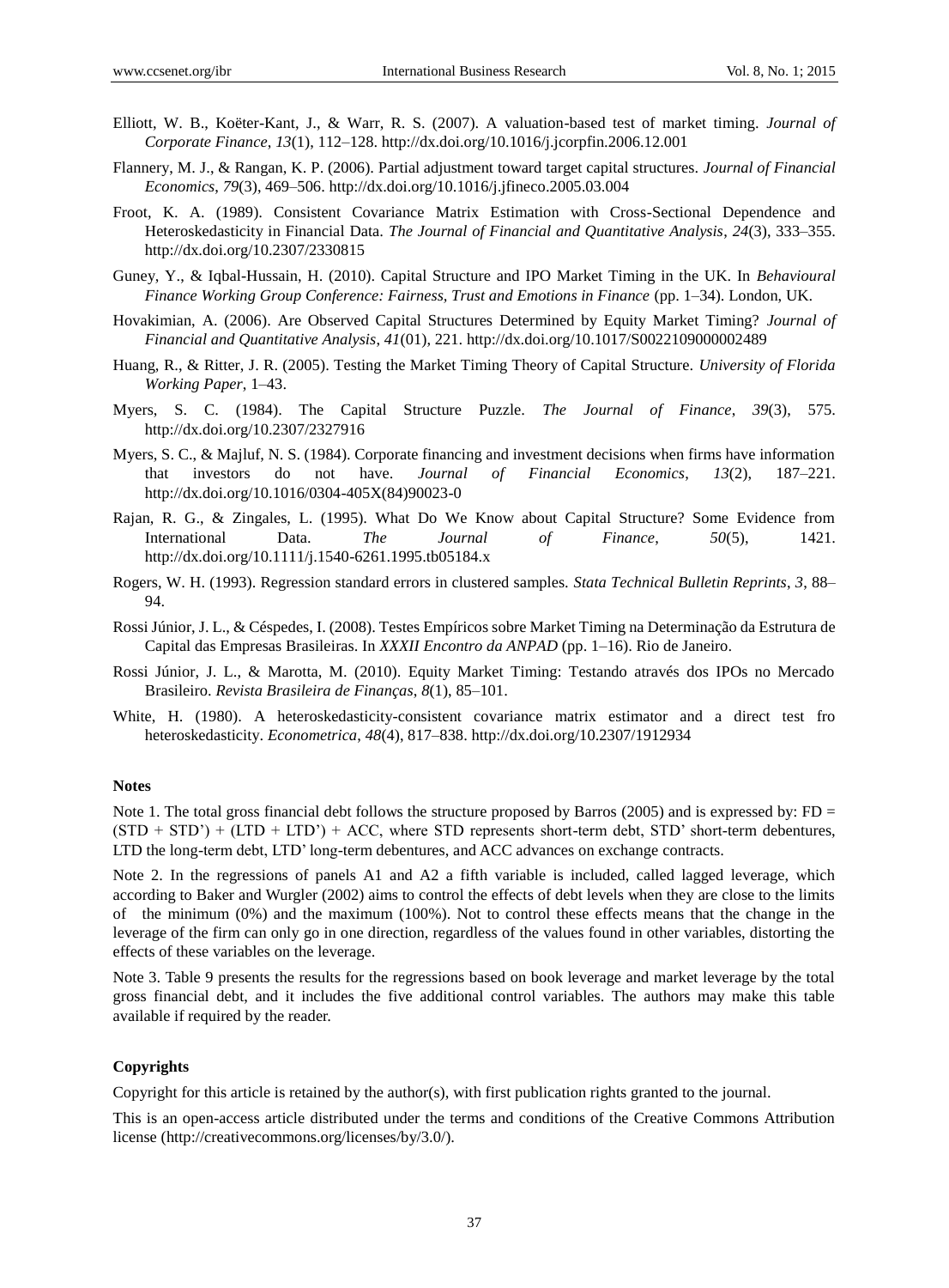Elliott, W. B., Koëter-Kant, J., & Warr, R. S. (2007). A valuation-based test of market timing. *Journal of Corporate Finance*, *13*(1), 112–128. http://dx.doi.org/10.1016/j.jcorpfin.2006.12.001

Flannery, M. J., & Rangan, K. P. (2006). Partial adjustment toward target capital structures. *Journal of Financial Economics*, *79*(3), 469–506. http://dx.doi.org/10.1016/j.jfineco.2005.03.004

Froot, K. A. (1989). Consistent Covariance Matrix Estimation with Cross-Sectional Dependence and Heteroskedasticity in Financial Data. *The Journal of Financial and Quantitative Analysis*, *24*(3), 333–355. http://dx.doi.org/10.2307/2330815

Guney, Y., & Iqbal-Hussain, H. (2010). Capital Structure and IPO Market Timing in the UK. In *Behavioural Finance Working Group Conference: Fairness, Trust and Emotions in Finance* (pp. 1–34). London, UK.

Hovakimian, A. (2006). Are Observed Capital Structures Determined by Equity Market Timing? *Journal of Financial and Quantitative Analysis*, *41*(01), 221. http://dx.doi.org/10.1017/S0022109000002489

Huang, R., & Ritter, J. R. (2005). Testing the Market Timing Theory of Capital Structure. *University of Florida Working Paper*, 1–43.

Myers, S. C. (1984). The Capital Structure Puzzle. *The Journal of Finance*, *39*(3), 575. http://dx.doi.org/10.2307/2327916

Myers, S. C., & Majluf, N. S. (1984). Corporate financing and investment decisions when firms have information that investors do not have. *Journal of Financial Economics*, *13*(2), 187–221. http://dx.doi.org/10.1016/0304-405X(84)90023-0

Rajan, R. G., & Zingales, L. (1995). What Do We Know about Capital Structure? Some Evidence from International Data. *The Journal of Finance*, *50*(5), 1421. http://dx.doi.org/10.1111/j.1540-6261.1995.tb05184.x

Rogers, W. H. (1993). Regression standard errors in clustered samples. *Stata Technical Bulletin Reprints*, *3*, 88–94.

Rossi Júnior, J. L., & Céspedes, I. (2008). Testes Empíricos sobre Market Timing na Determinação da Estrutura de Capital das Empresas Brasileiras. In *XXXII Encontro da ANPAD* (pp. 1–16). Rio de Janeiro.

Rossi Júnior, J. L., & Marotta, M. (2010). Equity Market Timing: Testando através dos IPOs no Mercado Brasileiro. *Revista Brasileira de Finanças*, *8*(1), 85–101.

White, H. (1980). A heteroskedasticity-consistent covariance matrix estimator and a direct test fro heteroskedasticity. *Econometrica*, *48*(4), 817–838. http://dx.doi.org/10.2307/1912934

### Notes

Note 1. The total gross financial debt follows the structure proposed by Barros (2005) and is expressed by: FD = (STD + STD') + (LTD + LTD') + ACC, where STD represents short-term debt, STD' short-term debentures, LTD the long-term debt, LTD' long-term debentures, and ACC advances on exchange contracts.

Note 2. In the regressions of panels A1 and A2 a fifth variable is included, called lagged leverage, which according to Baker and Wurgler (2002) aims to control the effects of debt levels when they are close to the limits of the minimum (0%) and the maximum (100%). Not to control these effects means that the change in the leverage of the firm can only go in one direction, regardless of the values found in other variables, distorting the effects of these variables on the leverage.

Note 3. Table 9 presents the results for the regressions based on book leverage and market leverage by the total gross financial debt, and it includes the five additional control variables. The authors may make this table available if required by the reader.

### Copyrights

Copyright for this article is retained by the author(s), with first publication rights granted to the journal.

This is an open-access article distributed under the terms and conditions of the Creative Commons Attribution license (http://creativecommons.org/licenses/by/3.0/).